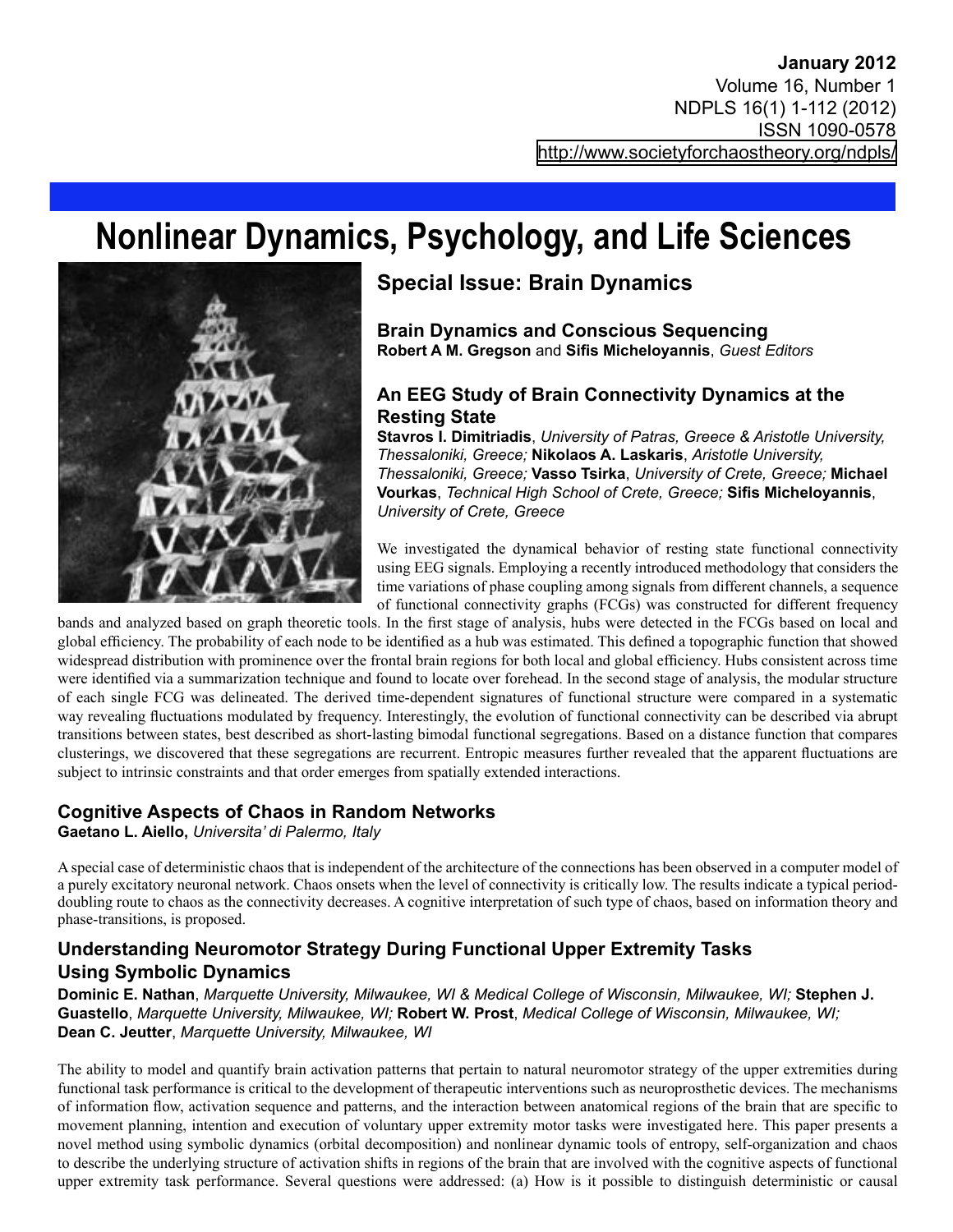**January 2012**
Volume 16, Number 1
NDPLS 16(1) 1-112 (2012)
ISSN 1090-0578
http://www.societyforchaostheory.org/ndpls/

# Nonlinear Dynamics, Psychology, and Life Sciences

## Special Issue: Brain Dynamics

### Brain Dynamics and Conscious Sequencing

**Robert A M. Gregson** and **Sifis Micheloyannis**, *Guest Editors*

### An EEG Study of Brain Connectivity Dynamics at the Resting State

**Stavros I. Dimitriadis**, *University of Patras, Greece & Aristotle University, Thessaloniki, Greece;* **Nikolaos A. Laskaris**, *Aristotle University, Thessaloniki, Greece;* **Vasso Tsirka**, *University of Crete, Greece;* **Michael Vourkas**, *Technical High School of Crete, Greece;* **Sifis Micheloyannis**, *University of Crete, Greece*

We investigated the dynamical behavior of resting state functional connectivity using EEG signals. Employing a recently introduced methodology that considers the time variations of phase coupling among signals from different channels, a sequence of functional connectivity graphs (FCGs) was constructed for different frequency bands and analyzed based on graph theoretic tools. In the first stage of analysis, hubs were detected in the FCGs based on local and global efficiency. The probability of each node to be identified as a hub was estimated. This defined a topographic function that showed widespread distribution with prominence over the frontal brain regions for both local and global efficiency. Hubs consistent across time were identified via a summarization technique and found to locate over forehead. In the second stage of analysis, the modular structure of each single FCG was delineated. The derived time-dependent signatures of functional structure were compared in a systematic way revealing fluctuations modulated by frequency. Interestingly, the evolution of functional connectivity can be described via abrupt transitions between states, best described as short-lasting bimodal functional segregations. Based on a distance function that compares clusterings, we discovered that these segregations are recurrent. Entropic measures further revealed that the apparent fluctuations are subject to intrinsic constraints and that order emerges from spatially extended interactions.

### Cognitive Aspects of Chaos in Random Networks

**Gaetano L. Aiello,** *Universita' di Palermo, Italy*

A special case of deterministic chaos that is independent of the architecture of the connections has been observed in a computer model of a purely excitatory neuronal network. Chaos onsets when the level of connectivity is critically low. The results indicate a typical period-doubling route to chaos as the connectivity decreases. A cognitive interpretation of such type of chaos, based on information theory and phase-transitions, is proposed.

### Understanding Neuromotor Strategy During Functional Upper Extremity Tasks Using Symbolic Dynamics

**Dominic E. Nathan**, *Marquette University, Milwaukee, WI & Medical College of Wisconsin, Milwaukee, WI;* **Stephen J. Guastello**, *Marquette University, Milwaukee, WI;* **Robert W. Prost**, *Medical College of Wisconsin, Milwaukee, WI;* **Dean C. Jeutter**, *Marquette University, Milwaukee, WI*

The ability to model and quantify brain activation patterns that pertain to natural neuromotor strategy of the upper extremities during functional task performance is critical to the development of therapeutic interventions such as neuroprosthetic devices. The mechanisms of information flow, activation sequence and patterns, and the interaction between anatomical regions of the brain that are specific to movement planning, intention and execution of voluntary upper extremity motor tasks were investigated here. This paper presents a novel method using symbolic dynamics (orbital decomposition) and nonlinear dynamic tools of entropy, self-organization and chaos to describe the underlying structure of activation shifts in regions of the brain that are involved with the cognitive aspects of functional upper extremity task performance. Several questions were addressed: (a) How is it possible to distinguish deterministic or causal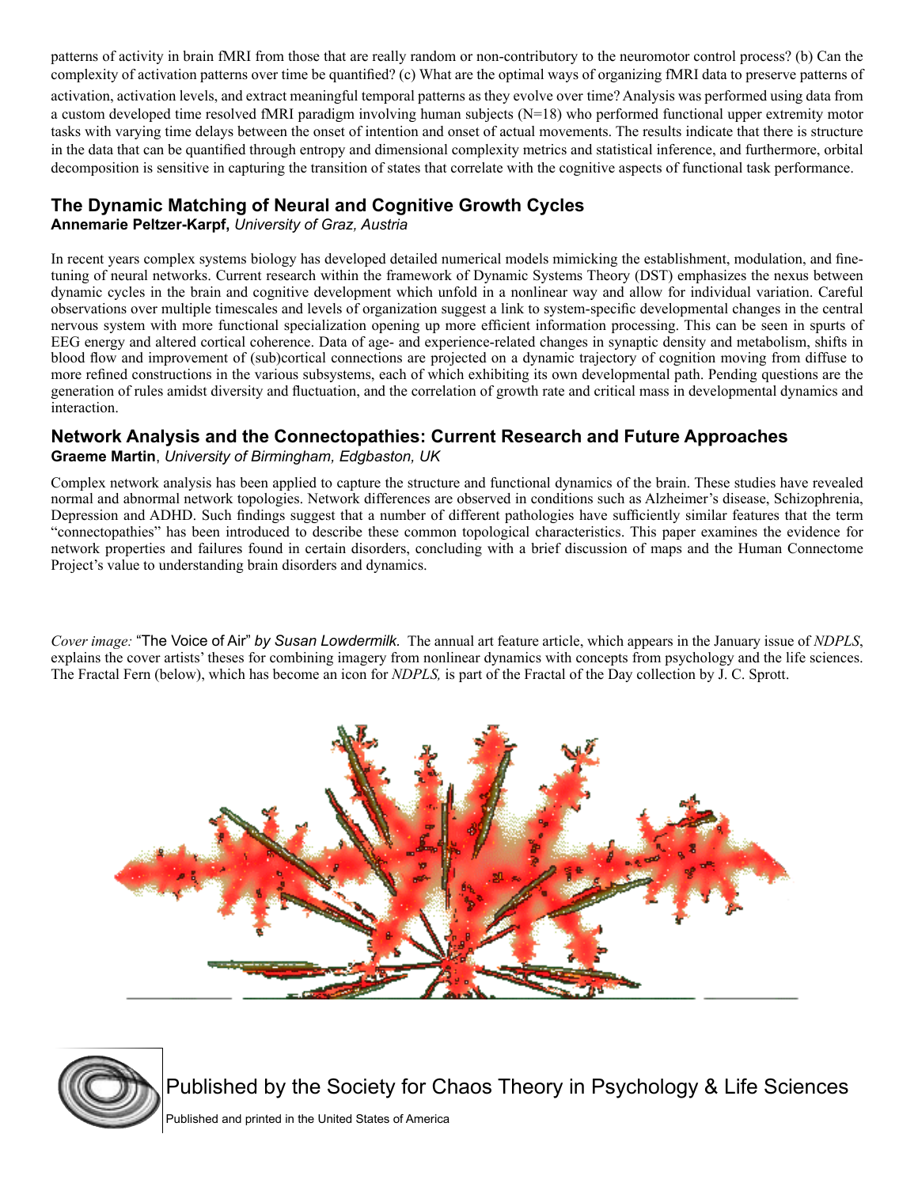patterns of activity in brain fMRI from those that are really random or non-contributory to the neuromotor control process? (b) Can the complexity of activation patterns over time be quantified? (c) What are the optimal ways of organizing fMRI data to preserve patterns of activation, activation levels, and extract meaningful temporal patterns as they evolve over time? Analysis was performed using data from a custom developed time resolved fMRI paradigm involving human subjects (N=18) who performed functional upper extremity motor tasks with varying time delays between the onset of intention and onset of actual movements. The results indicate that there is structure in the data that can be quantified through entropy and dimensional complexity metrics and statistical inference, and furthermore, orbital decomposition is sensitive in capturing the transition of states that correlate with the cognitive aspects of functional task performance.

## The Dynamic Matching of Neural and Cognitive Growth Cycles

**Annemarie Peltzer-Karpf,** *University of Graz, Austria*

In recent years complex systems biology has developed detailed numerical models mimicking the establishment, modulation, and fine-tuning of neural networks. Current research within the framework of Dynamic Systems Theory (DST) emphasizes the nexus between dynamic cycles in the brain and cognitive development which unfold in a nonlinear way and allow for individual variation. Careful observations over multiple timescales and levels of organization suggest a link to system-specific developmental changes in the central nervous system with more functional specialization opening up more efficient information processing. This can be seen in spurts of EEG energy and altered cortical coherence. Data of age- and experience-related changes in synaptic density and metabolism, shifts in blood flow and improvement of (sub)cortical connections are projected on a dynamic trajectory of cognition moving from diffuse to more refined constructions in the various subsystems, each of which exhibiting its own developmental path. Pending questions are the generation of rules amidst diversity and fluctuation, and the correlation of growth rate and critical mass in developmental dynamics and interaction.

## Network Analysis and the Connectopathies: Current Research and Future Approaches

**Graeme Martin**, *University of Birmingham, Edgbaston, UK*

Complex network analysis has been applied to capture the structure and functional dynamics of the brain. These studies have revealed normal and abnormal network topologies. Network differences are observed in conditions such as Alzheimer's disease, Schizophrenia, Depression and ADHD. Such findings suggest that a number of different pathologies have sufficiently similar features that the term "connectopathies" has been introduced to describe these common topological characteristics. This paper examines the evidence for network properties and failures found in certain disorders, concluding with a brief discussion of maps and the Human Connectome Project's value to understanding brain disorders and dynamics.

*Cover image:* "The Voice of Air" *by Susan Lowdermilk.* The annual art feature article, which appears in the January issue of *NDPLS*, explains the cover artists' theses for combining imagery from nonlinear dynamics with concepts from psychology and the life sciences. The Fractal Fern (below), which has become an icon for *NDPLS,* is part of the Fractal of the Day collection by J. C. Sprott.

Published by the Society for Chaos Theory in Psychology & Life Sciences

Published and printed in the United States of America